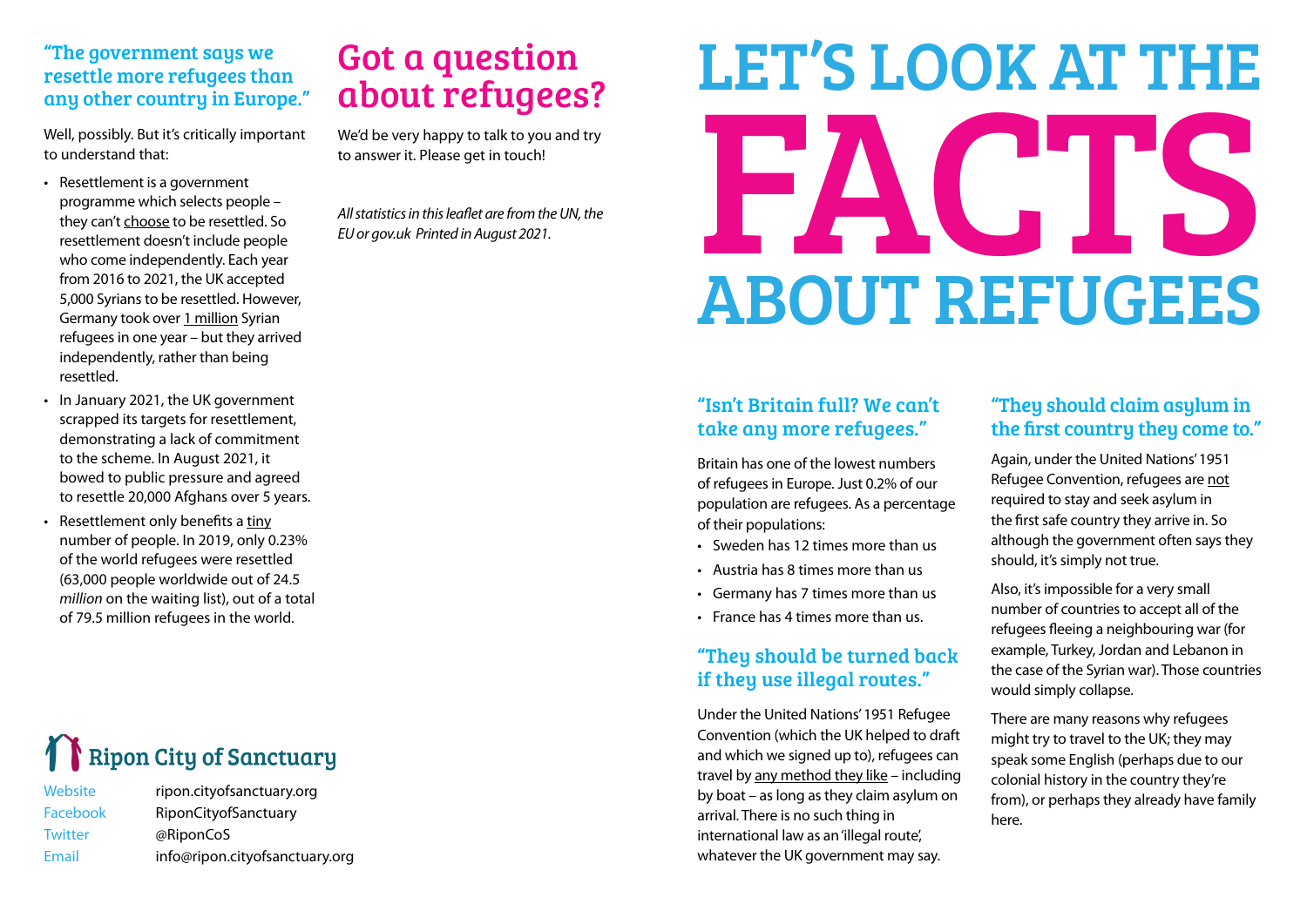# LET'S LOOK AT THE FACTS ABOUT REFUGEES

### "Isn't Britain full? We can't take any more refugees."

Britain has one of the lowest numbers of refugees in Europe. Just 0.2% of our population are refugees. As a percentage of their populations:

- Sweden has 12 times more than us
- Austria has 8 times more than us
- Germany has 7 times more than us
- France has 4 times more than us.

### "They should be turned back if they use illegal routes."

Under the United Nations' 1951 Refugee Convention (which the UK helped to draft and which we signed up to), refugees can travel by any method they like – including by boat – as long as they claim asylum on arrival. There is no such thing in international law as an 'illegal route', whatever the UK government may say.

### "They should claim asylum in the first country they come to."

Again, under the United Nations' 1951 Refugee Convention, refugees are not required to stay and seek asylum in the first safe country they arrive in. So although the government often says they should, it's simply not true.

Also, it's impossible for a very small number of countries to accept all of the refugees fleeing a neighbouring war (for example, Turkey, Jordan and Lebanon in the case of the Syrian war). Those countries would simply collapse.

There are many reasons why refugees might try to travel to the UK; they may speak some English (perhaps due to our colonial history in the country they're from), or perhaps they already have family here.

### "The government says we resettle more refugees than any other country in Europe."

Well, possibly. But it's critically important to understand that:

- Resettlement is a government programme which selects people – they can't choose to be resettled. So resettlement doesn't include people who come independently. Each year from 2016 to 2021, the UK accepted 5,000 Syrians to be resettled. However, Germany took over 1 million Syrian refugees in one year – but they arrived independently, rather than being resettled.
- In January 2021, the UK government scrapped its targets for resettlement, demonstrating a lack of commitment to the scheme. In August 2021, it bowed to public pressure and agreed to resettle 20,000 Afghans over 5 years.
- Resettlement only benefits a tiny number of people. In 2019, only 0.23% of the world refugees were resettled (63,000 people worldwide out of 24.5 *million* on the waiting list), out of a total of 79.5 million refugees in the world.

## Got a question about refugees?

We'd be very happy to talk to you and try to answer it. Please get in touch!

*All statistics in this leaflet are from the UN, the EU or gov.uk Printed in August 2021.*

**Ripon City of Sanctuary**

Website ripon.cityofsanctuary.org
Facebook RiponCityofSanctuary
Twitter @RiponCoS
Email info@ripon.cityofsanctuary.org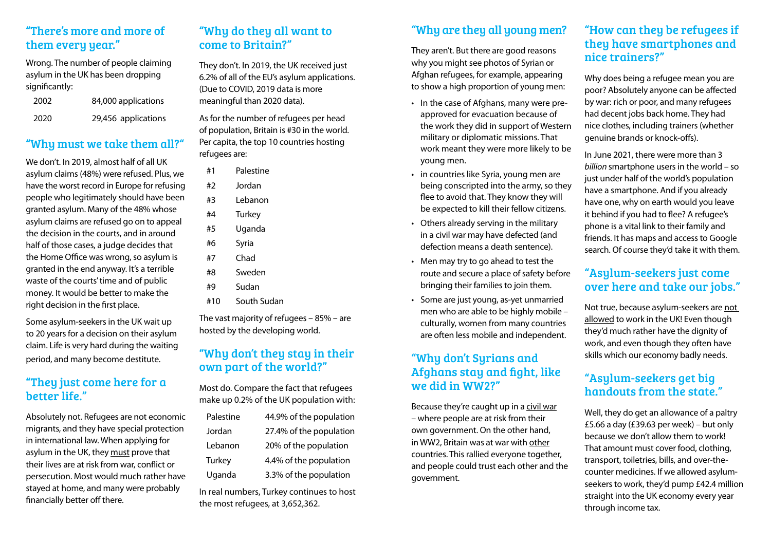## "There's more and more of them every year."

Wrong. The number of people claiming asylum in the UK has been dropping significantly:

| | |
|---|---|
| 2002 | 84,000 applications |
| 2020 | 29,456 applications |

## "Why must we take them all?"

We don't. In 2019, almost half of all UK asylum claims (48%) were refused. Plus, we have the worst record in Europe for refusing people who legitimately should have been granted asylum. Many of the 48% whose asylum claims are refused go on to appeal the decision in the courts, and in around half of those cases, a judge decides that the Home Office was wrong, so asylum is granted in the end anyway. It's a terrible waste of the courts' time and of public money. It would be better to make the right decision in the first place.

Some asylum-seekers in the UK wait up to 20 years for a decision on their asylum claim. Life is very hard during the waiting period, and many become destitute.

## "They just come here for a better life."

Absolutely not. Refugees are not economic migrants, and they have special protection in international law. When applying for asylum in the UK, they must prove that their lives are at risk from war, conflict or persecution. Most would much rather have stayed at home, and many were probably financially better off there.

## "Why do they all want to come to Britain?"

They don't. In 2019, the UK received just 6.2% of all of the EU's asylum applications. (Due to COVID, 2019 data is more meaningful than 2020 data).

As for the number of refugees per head of population, Britain is #30 in the world. Per capita, the top 10 countries hosting refugees are:

| | |
|---|---|
| #1 | Palestine |
| #2 | Jordan |
| #3 | Lebanon |
| #4 | Turkey |
| #5 | Uganda |
| #6 | Syria |
| #7 | Chad |
| #8 | Sweden |
| #9 | Sudan |
| #10 | South Sudan |

The vast majority of refugees – 85% – are hosted by the developing world.

## "Why don't they stay in their own part of the world?"

Most do. Compare the fact that refugees make up 0.2% of the UK population with:

| | |
|---|---|
| Palestine | 44.9% of the population |
| Jordan | 27.4% of the population |
| Lebanon | 20% of the population |
| Turkey | 4.4% of the population |
| Uganda | 3.3% of the population |

In real numbers, Turkey continues to host the most refugees, at 3,652,362.

## "Why are they all young men?

They aren't. But there are good reasons why you might see photos of Syrian or Afghan refugees, for example, appearing to show a high proportion of young men:

- In the case of Afghans, many were pre-approved for evacuation because of the work they did in support of Western military or diplomatic missions. That work meant they were more likely to be young men.
- in countries like Syria, young men are being conscripted into the army, so they flee to avoid that. They know they will be expected to kill their fellow citizens.
- Others already serving in the military in a civil war may have defected (and defection means a death sentence).
- Men may try to go ahead to test the route and secure a place of safety before bringing their families to join them.
- Some are just young, as-yet unmarried men who are able to be highly mobile – culturally, women from many countries are often less mobile and independent.

## "Why don't Syrians and Afghans stay and fight, like we did in WW2?"

Because they're caught up in a civil war – where people are at risk from their own government. On the other hand, in WW2, Britain was at war with other countries. This rallied everyone together, and people could trust each other and the government.

## "How can they be refugees if they have smartphones and nice trainers?"

Why does being a refugee mean you are poor? Absolutely anyone can be affected by war: rich or poor, and many refugees had decent jobs back home. They had nice clothes, including trainers (whether genuine brands or knock-offs).

In June 2021, there were more than 3 *billion* smartphone users in the world – so just under half of the world's population have a smartphone. And if you already have one, why on earth would you leave it behind if you had to flee? A refugee's phone is a vital link to their family and friends. It has maps and access to Google search. Of course they'd take it with them.

## "Asylum-seekers just come over here and take our jobs."

Not true, because asylum-seekers are not allowed to work in the UK! Even though they'd much rather have the dignity of work, and even though they often have skills which our economy badly needs.

## "Asylum-seekers get big handouts from the state."

Well, they do get an allowance of a paltry £5.66 a day (£39.63 per week) – but only because we don't allow them to work! That amount must cover food, clothing, transport, toiletries, bills, and over-the-counter medicines. If we allowed asylum-seekers to work, they'd pump £42.4 million straight into the UK economy every year through income tax.